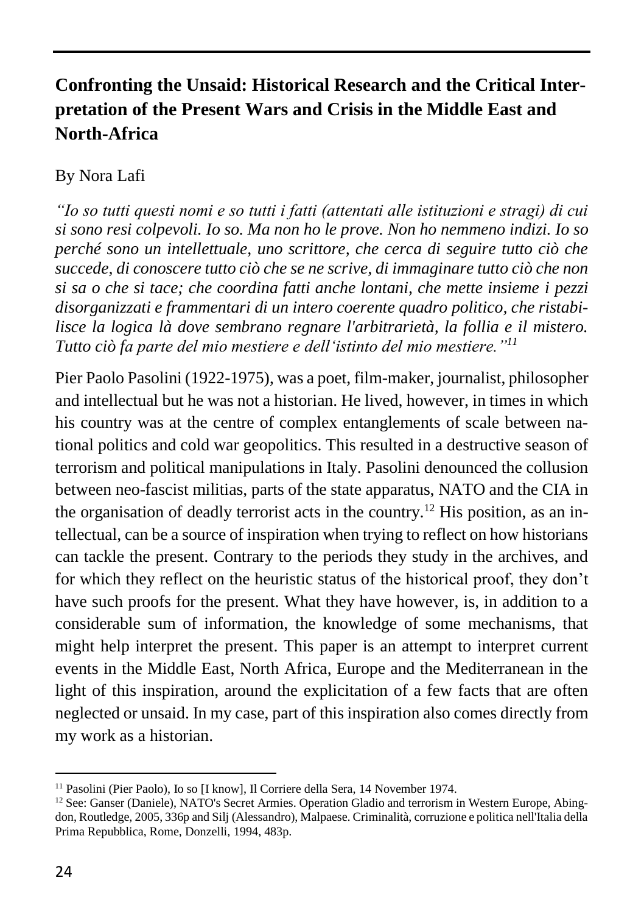## Confronting the Unsaid: Historical Research and the Critical Interpretation of the Present Wars and Crisis in the Middle East and North-Africa

By Nora Lafi

*"Io so tutti questi nomi e so tutti i fatti (attentati alle istituzioni e stragi) di cui si sono resi colpevoli. Io so. Ma non ho le prove. Non ho nemmeno indizi. Io so perché sono un intellettuale, uno scrittore, che cerca di seguire tutto ciò che succede, di conoscere tutto ciò che se ne scrive, di immaginare tutto ciò che non si sa o che si tace; che coordina fatti anche lontani, che mette insieme i pezzi disorganizzati e frammentari di un intero coerente quadro politico, che ristabilisce la logica là dove sembrano regnare l'arbitrarietà, la follia e il mistero. Tutto ciò fa parte del mio mestiere e dell'istinto del mio mestiere."*[11]

Pier Paolo Pasolini (1922-1975), was a poet, film-maker, journalist, philosopher and intellectual but he was not a historian. He lived, however, in times in which his country was at the centre of complex entanglements of scale between national politics and cold war geopolitics. This resulted in a destructive season of terrorism and political manipulations in Italy. Pasolini denounced the collusion between neo-fascist militias, parts of the state apparatus, NATO and the CIA in the organisation of deadly terrorist acts in the country.[12] His position, as an intellectual, can be a source of inspiration when trying to reflect on how historians can tackle the present. Contrary to the periods they study in the archives, and for which they reflect on the heuristic status of the historical proof, they don't have such proofs for the present. What they have however, is, in addition to a considerable sum of information, the knowledge of some mechanisms, that might help interpret the present. This paper is an attempt to interpret current events in the Middle East, North Africa, Europe and the Mediterranean in the light of this inspiration, around the explicitation of a few facts that are often neglected or unsaid. In my case, part of this inspiration also comes directly from my work as a historian.

---

[11] Pasolini (Pier Paolo), Io so [I know], Il Corriere della Sera, 14 November 1974.

[12] See: Ganser (Daniele), NATO's Secret Armies. Operation Gladio and terrorism in Western Europe, Abingdon, Routledge, 2005, 336p and Silj (Alessandro), Malpaese. Criminalità, corruzione e politica nell'Italia della Prima Repubblica, Rome, Donzelli, 1994, 483p.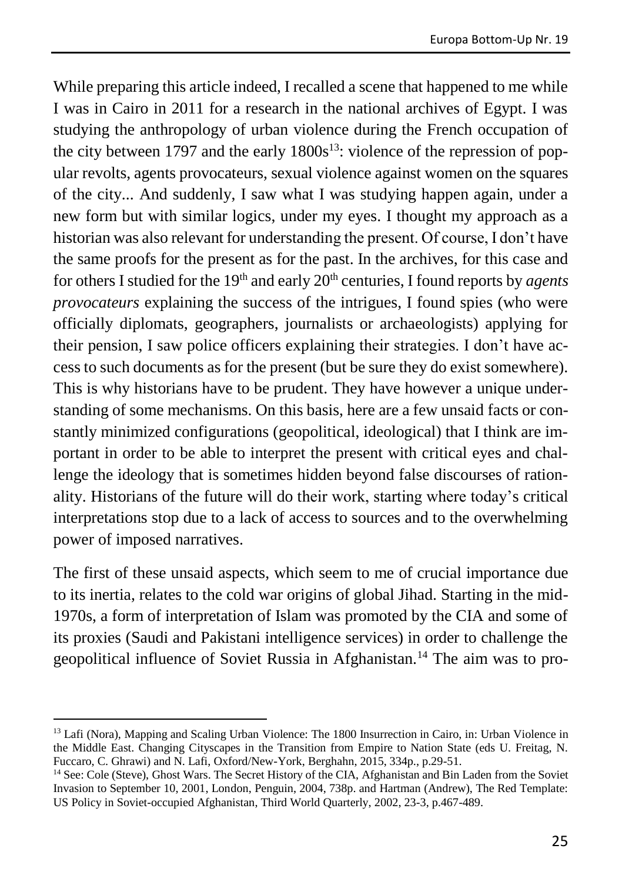While preparing this article indeed, I recalled a scene that happened to me while I was in Cairo in 2011 for a research in the national archives of Egypt. I was studying the anthropology of urban violence during the French occupation of the city between 1797 and the early 1800s[13]: violence of the repression of popular revolts, agents provocateurs, sexual violence against women on the squares of the city... And suddenly, I saw what I was studying happen again, under a new form but with similar logics, under my eyes. I thought my approach as a historian was also relevant for understanding the present. Of course, I don't have the same proofs for the present as for the past. In the archives, for this case and for others I studied for the 19th and early 20th centuries, I found reports by *agents provocateurs* explaining the success of the intrigues, I found spies (who were officially diplomats, geographers, journalists or archaeologists) applying for their pension, I saw police officers explaining their strategies. I don't have access to such documents as for the present (but be sure they do exist somewhere). This is why historians have to be prudent. They have however a unique understanding of some mechanisms. On this basis, here are a few unsaid facts or constantly minimized configurations (geopolitical, ideological) that I think are important in order to be able to interpret the present with critical eyes and challenge the ideology that is sometimes hidden beyond false discourses of rationality. Historians of the future will do their work, starting where today's critical interpretations stop due to a lack of access to sources and to the overwhelming power of imposed narratives.

The first of these unsaid aspects, which seem to me of crucial importance due to its inertia, relates to the cold war origins of global Jihad. Starting in the mid-1970s, a form of interpretation of Islam was promoted by the CIA and some of its proxies (Saudi and Pakistani intelligence services) in order to challenge the geopolitical influence of Soviet Russia in Afghanistan.[14] The aim was to pro-

---

[13] Lafi (Nora), Mapping and Scaling Urban Violence: The 1800 Insurrection in Cairo, in: Urban Violence in the Middle East. Changing Cityscapes in the Transition from Empire to Nation State (eds U. Freitag, N. Fuccaro, C. Ghrawi) and N. Lafi, Oxford/New-York, Berghahn, 2015, 334p., p.29-51.

[14] See: Cole (Steve), Ghost Wars. The Secret History of the CIA, Afghanistan and Bin Laden from the Soviet Invasion to September 10, 2001, London, Penguin, 2004, 738p. and Hartman (Andrew), The Red Template: US Policy in Soviet-occupied Afghanistan, Third World Quarterly, 2002, 23-3, p.467-489.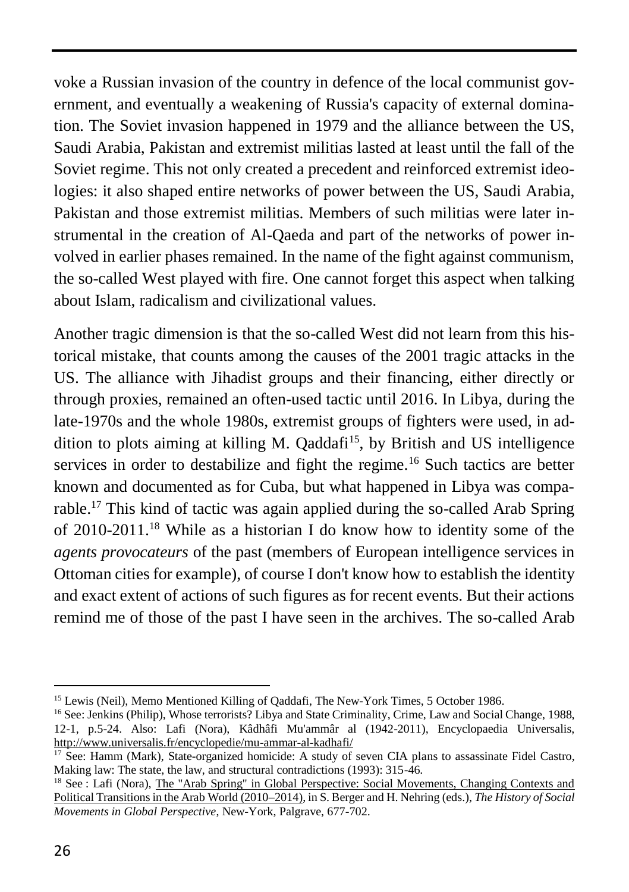voke a Russian invasion of the country in defence of the local communist government, and eventually a weakening of Russia's capacity of external domination. The Soviet invasion happened in 1979 and the alliance between the US, Saudi Arabia, Pakistan and extremist militias lasted at least until the fall of the Soviet regime. This not only created a precedent and reinforced extremist ideologies: it also shaped entire networks of power between the US, Saudi Arabia, Pakistan and those extremist militias. Members of such militias were later instrumental in the creation of Al-Qaeda and part of the networks of power involved in earlier phases remained. In the name of the fight against communism, the so-called West played with fire. One cannot forget this aspect when talking about Islam, radicalism and civilizational values.

Another tragic dimension is that the so-called West did not learn from this historical mistake, that counts among the causes of the 2001 tragic attacks in the US. The alliance with Jihadist groups and their financing, either directly or through proxies, remained an often-used tactic until 2016. In Libya, during the late-1970s and the whole 1980s, extremist groups of fighters were used, in addition to plots aiming at killing M. Qaddafi[15], by British and US intelligence services in order to destabilize and fight the regime.[16] Such tactics are better known and documented as for Cuba, but what happened in Libya was comparable.[17] This kind of tactic was again applied during the so-called Arab Spring of 2010-2011.[18] While as a historian I do know how to identity some of the *agents provocateurs* of the past (members of European intelligence services in Ottoman cities for example), of course I don't know how to establish the identity and exact extent of actions of such figures as for recent events. But their actions remind me of those of the past I have seen in the archives. The so-called Arab

---

[15] Lewis (Neil), Memo Mentioned Killing of Qaddafi, The New-York Times, 5 October 1986.

[16] See: Jenkins (Philip), Whose terrorists? Libya and State Criminality, Crime, Law and Social Change, 1988, 12-1, p.5-24. Also: Lafi (Nora), Kâdhâfi Mu'ammâr al (1942-2011), Encyclopaedia Universalis, http://www.universalis.fr/encyclopedie/mu-ammar-al-kadhafi/

[17] See: Hamm (Mark), State-organized homicide: A study of seven CIA plans to assassinate Fidel Castro, Making law: The state, the law, and structural contradictions (1993): 315-46.

[18] See : Lafi (Nora), The "Arab Spring" in Global Perspective: Social Movements, Changing Contexts and Political Transitions in the Arab World (2010–2014), in S. Berger and H. Nehring (eds.), *The History of Social Movements in Global Perspective*, New-York, Palgrave, 677-702.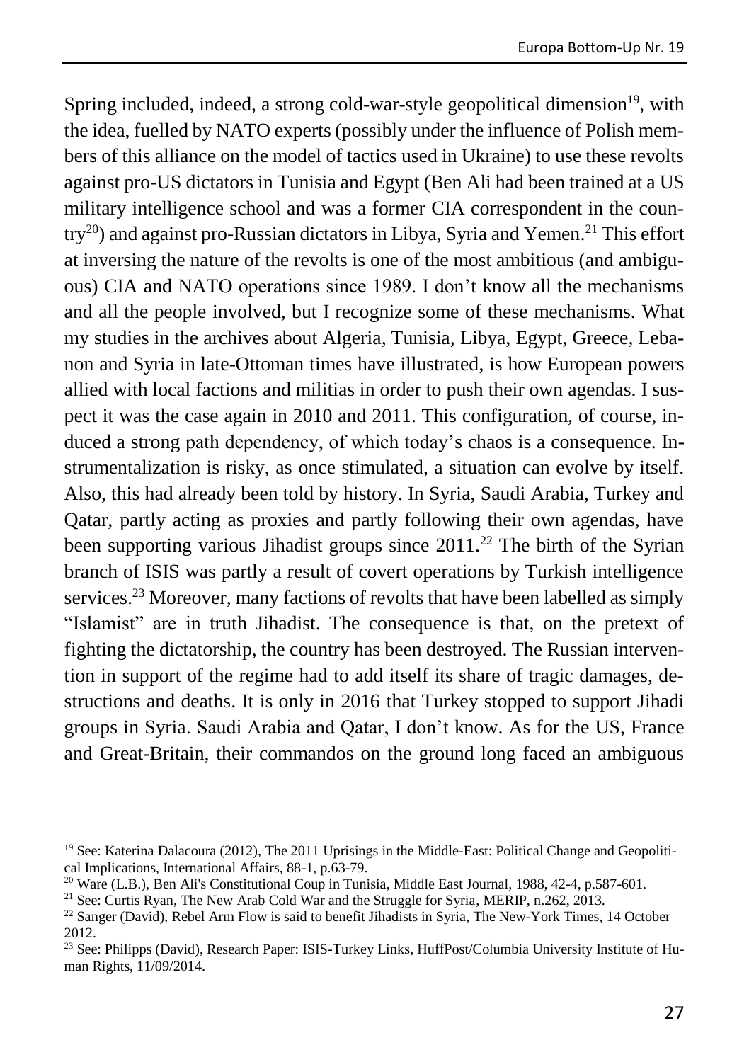Spring included, indeed, a strong cold-war-style geopolitical dimension[19], with the idea, fuelled by NATO experts (possibly under the influence of Polish members of this alliance on the model of tactics used in Ukraine) to use these revolts against pro-US dictators in Tunisia and Egypt (Ben Ali had been trained at a US military intelligence school and was a former CIA correspondent in the country[20]) and against pro-Russian dictators in Libya, Syria and Yemen.[21] This effort at inversing the nature of the revolts is one of the most ambitious (and ambiguous) CIA and NATO operations since 1989. I don't know all the mechanisms and all the people involved, but I recognize some of these mechanisms. What my studies in the archives about Algeria, Tunisia, Libya, Egypt, Greece, Lebanon and Syria in late-Ottoman times have illustrated, is how European powers allied with local factions and militias in order to push their own agendas. I suspect it was the case again in 2010 and 2011. This configuration, of course, induced a strong path dependency, of which today's chaos is a consequence. Instrumentalization is risky, as once stimulated, a situation can evolve by itself. Also, this had already been told by history. In Syria, Saudi Arabia, Turkey and Qatar, partly acting as proxies and partly following their own agendas, have been supporting various Jihadist groups since 2011.[22] The birth of the Syrian branch of ISIS was partly a result of covert operations by Turkish intelligence services.[23] Moreover, many factions of revolts that have been labelled as simply "Islamist" are in truth Jihadist. The consequence is that, on the pretext of fighting the dictatorship, the country has been destroyed. The Russian intervention in support of the regime had to add itself its share of tragic damages, destructions and deaths. It is only in 2016 that Turkey stopped to support Jihadi groups in Syria. Saudi Arabia and Qatar, I don't know. As for the US, France and Great-Britain, their commandos on the ground long faced an ambiguous

---

[19] See: Katerina Dalacoura (2012), The 2011 Uprisings in the Middle-East: Political Change and Geopolitical Implications, International Affairs, 88-1, p.63-79.

[20] Ware (L.B.), Ben Ali's Constitutional Coup in Tunisia, Middle East Journal, 1988, 42-4, p.587-601.

[21] See: Curtis Ryan, The New Arab Cold War and the Struggle for Syria, MERIP, n.262, 2013.

[22] Sanger (David), Rebel Arm Flow is said to benefit Jihadists in Syria, The New-York Times, 14 October 2012.

[23] See: Philipps (David), Research Paper: ISIS-Turkey Links, HuffPost/Columbia University Institute of Human Rights, 11/09/2014.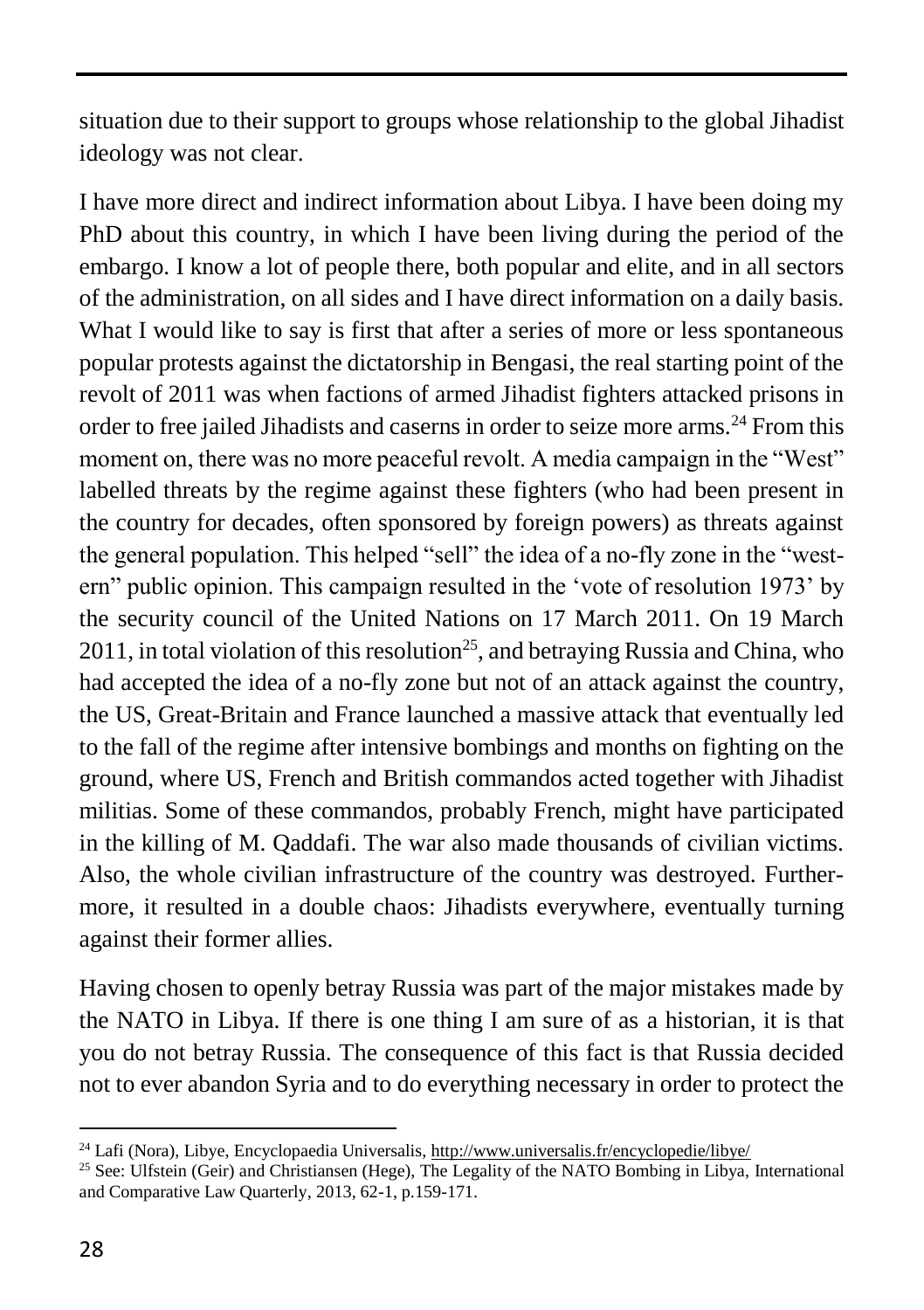situation due to their support to groups whose relationship to the global Jihadist ideology was not clear.

I have more direct and indirect information about Libya. I have been doing my PhD about this country, in which I have been living during the period of the embargo. I know a lot of people there, both popular and elite, and in all sectors of the administration, on all sides and I have direct information on a daily basis. What I would like to say is first that after a series of more or less spontaneous popular protests against the dictatorship in Bengasi, the real starting point of the revolt of 2011 was when factions of armed Jihadist fighters attacked prisons in order to free jailed Jihadists and caserns in order to seize more arms.[24] From this moment on, there was no more peaceful revolt. A media campaign in the "West" labelled threats by the regime against these fighters (who had been present in the country for decades, often sponsored by foreign powers) as threats against the general population. This helped "sell" the idea of a no-fly zone in the "western" public opinion. This campaign resulted in the 'vote of resolution 1973' by the security council of the United Nations on 17 March 2011. On 19 March 2011, in total violation of this resolution[25], and betraying Russia and China, who had accepted the idea of a no-fly zone but not of an attack against the country, the US, Great-Britain and France launched a massive attack that eventually led to the fall of the regime after intensive bombings and months on fighting on the ground, where US, French and British commandos acted together with Jihadist militias. Some of these commandos, probably French, might have participated in the killing of M. Qaddafi. The war also made thousands of civilian victims. Also, the whole civilian infrastructure of the country was destroyed. Furthermore, it resulted in a double chaos: Jihadists everywhere, eventually turning against their former allies.

Having chosen to openly betray Russia was part of the major mistakes made by the NATO in Libya. If there is one thing I am sure of as a historian, it is that you do not betray Russia. The consequence of this fact is that Russia decided not to ever abandon Syria and to do everything necessary in order to protect the

---

[24] Lafi (Nora), Libye, Encyclopaedia Universalis, http://www.universalis.fr/encyclopedie/libye/

[25] See: Ulfstein (Geir) and Christiansen (Hege), The Legality of the NATO Bombing in Libya, International and Comparative Law Quarterly, 2013, 62-1, p.159-171.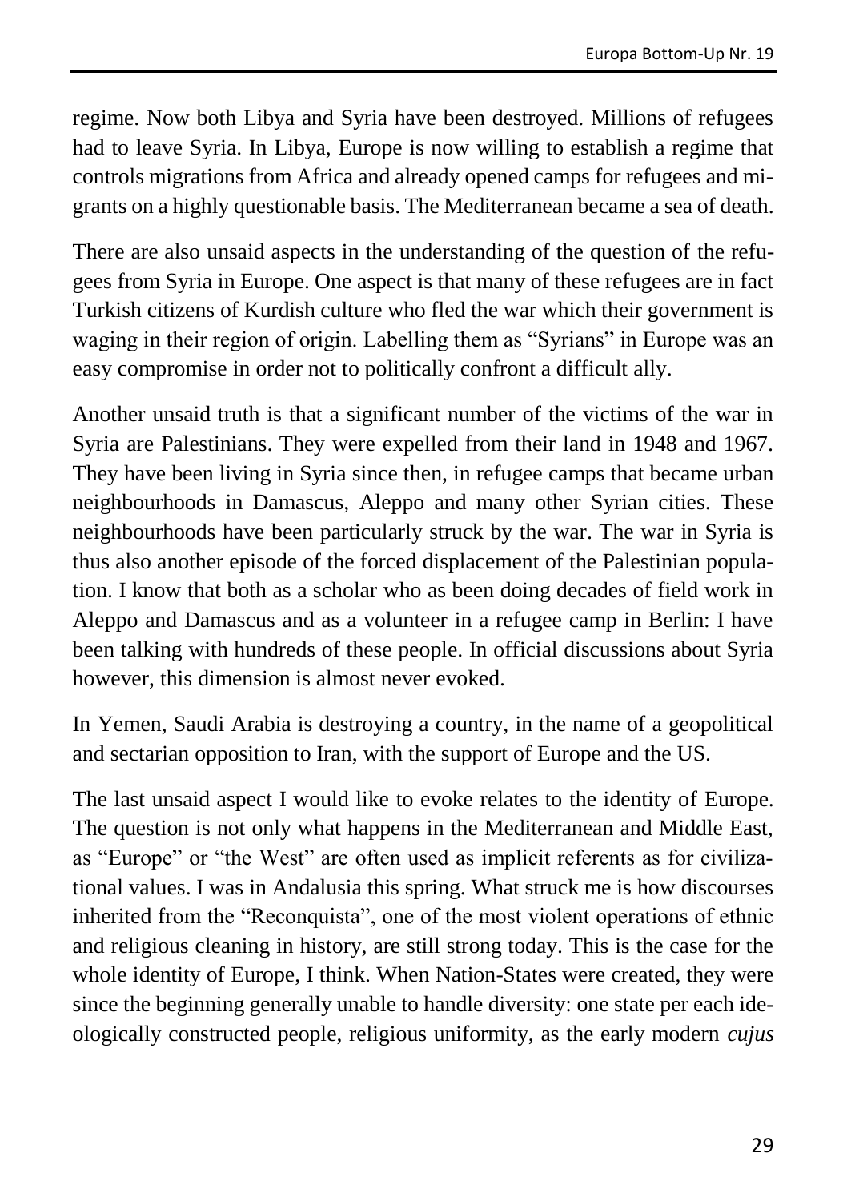regime. Now both Libya and Syria have been destroyed. Millions of refugees had to leave Syria. In Libya, Europe is now willing to establish a regime that controls migrations from Africa and already opened camps for refugees and migrants on a highly questionable basis. The Mediterranean became a sea of death.

There are also unsaid aspects in the understanding of the question of the refugees from Syria in Europe. One aspect is that many of these refugees are in fact Turkish citizens of Kurdish culture who fled the war which their government is waging in their region of origin. Labelling them as "Syrians" in Europe was an easy compromise in order not to politically confront a difficult ally.

Another unsaid truth is that a significant number of the victims of the war in Syria are Palestinians. They were expelled from their land in 1948 and 1967. They have been living in Syria since then, in refugee camps that became urban neighbourhoods in Damascus, Aleppo and many other Syrian cities. These neighbourhoods have been particularly struck by the war. The war in Syria is thus also another episode of the forced displacement of the Palestinian population. I know that both as a scholar who as been doing decades of field work in Aleppo and Damascus and as a volunteer in a refugee camp in Berlin: I have been talking with hundreds of these people. In official discussions about Syria however, this dimension is almost never evoked.

In Yemen, Saudi Arabia is destroying a country, in the name of a geopolitical and sectarian opposition to Iran, with the support of Europe and the US.

The last unsaid aspect I would like to evoke relates to the identity of Europe. The question is not only what happens in the Mediterranean and Middle East, as "Europe" or "the West" are often used as implicit referents as for civilizational values. I was in Andalusia this spring. What struck me is how discourses inherited from the "Reconquista", one of the most violent operations of ethnic and religious cleaning in history, are still strong today. This is the case for the whole identity of Europe, I think. When Nation-States were created, they were since the beginning generally unable to handle diversity: one state per each ideologically constructed people, religious uniformity, as the early modern *cujus*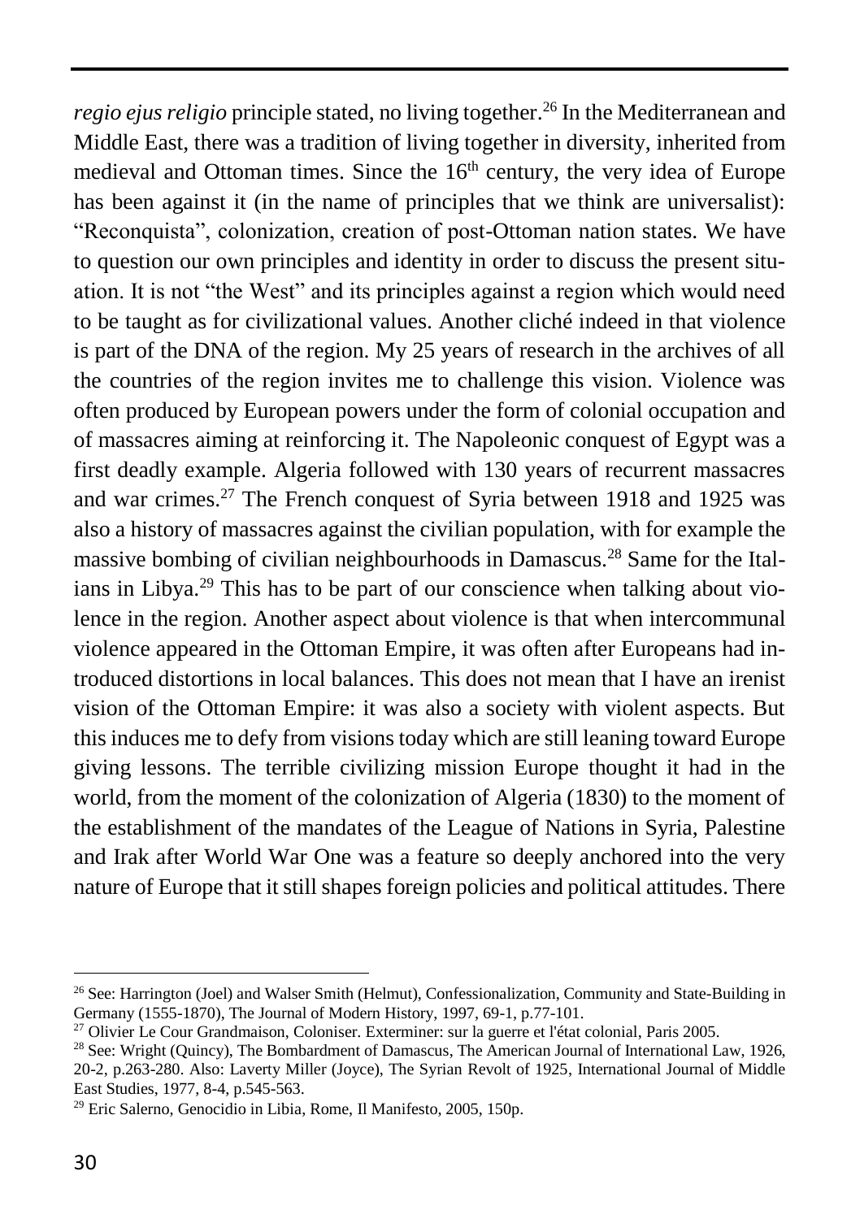*regio ejus religio* principle stated, no living together.[26] In the Mediterranean and Middle East, there was a tradition of living together in diversity, inherited from medieval and Ottoman times. Since the 16th century, the very idea of Europe has been against it (in the name of principles that we think are universalist): "Reconquista", colonization, creation of post-Ottoman nation states. We have to question our own principles and identity in order to discuss the present situation. It is not "the West" and its principles against a region which would need to be taught as for civilizational values. Another cliché indeed in that violence is part of the DNA of the region. My 25 years of research in the archives of all the countries of the region invites me to challenge this vision. Violence was often produced by European powers under the form of colonial occupation and of massacres aiming at reinforcing it. The Napoleonic conquest of Egypt was a first deadly example. Algeria followed with 130 years of recurrent massacres and war crimes.[27] The French conquest of Syria between 1918 and 1925 was also a history of massacres against the civilian population, with for example the massive bombing of civilian neighbourhoods in Damascus.[28] Same for the Italians in Libya.[29] This has to be part of our conscience when talking about violence in the region. Another aspect about violence is that when intercommunal violence appeared in the Ottoman Empire, it was often after Europeans had introduced distortions in local balances. This does not mean that I have an irenist vision of the Ottoman Empire: it was also a society with violent aspects. But this induces me to defy from visions today which are still leaning toward Europe giving lessons. The terrible civilizing mission Europe thought it had in the world, from the moment of the colonization of Algeria (1830) to the moment of the establishment of the mandates of the League of Nations in Syria, Palestine and Irak after World War One was a feature so deeply anchored into the very nature of Europe that it still shapes foreign policies and political attitudes. There

---

[26] See: Harrington (Joel) and Walser Smith (Helmut), Confessionalization, Community and State-Building in Germany (1555-1870), The Journal of Modern History, 1997, 69-1, p.77-101.

[27] Olivier Le Cour Grandmaison, Coloniser. Exterminer: sur la guerre et l'état colonial, Paris 2005.

[28] See: Wright (Quincy), The Bombardment of Damascus, The American Journal of International Law, 1926, 20-2, p.263-280. Also: Laverty Miller (Joyce), The Syrian Revolt of 1925, International Journal of Middle East Studies, 1977, 8-4, p.545-563.

[29] Eric Salerno, Genocidio in Libia, Rome, Il Manifesto, 2005, 150p.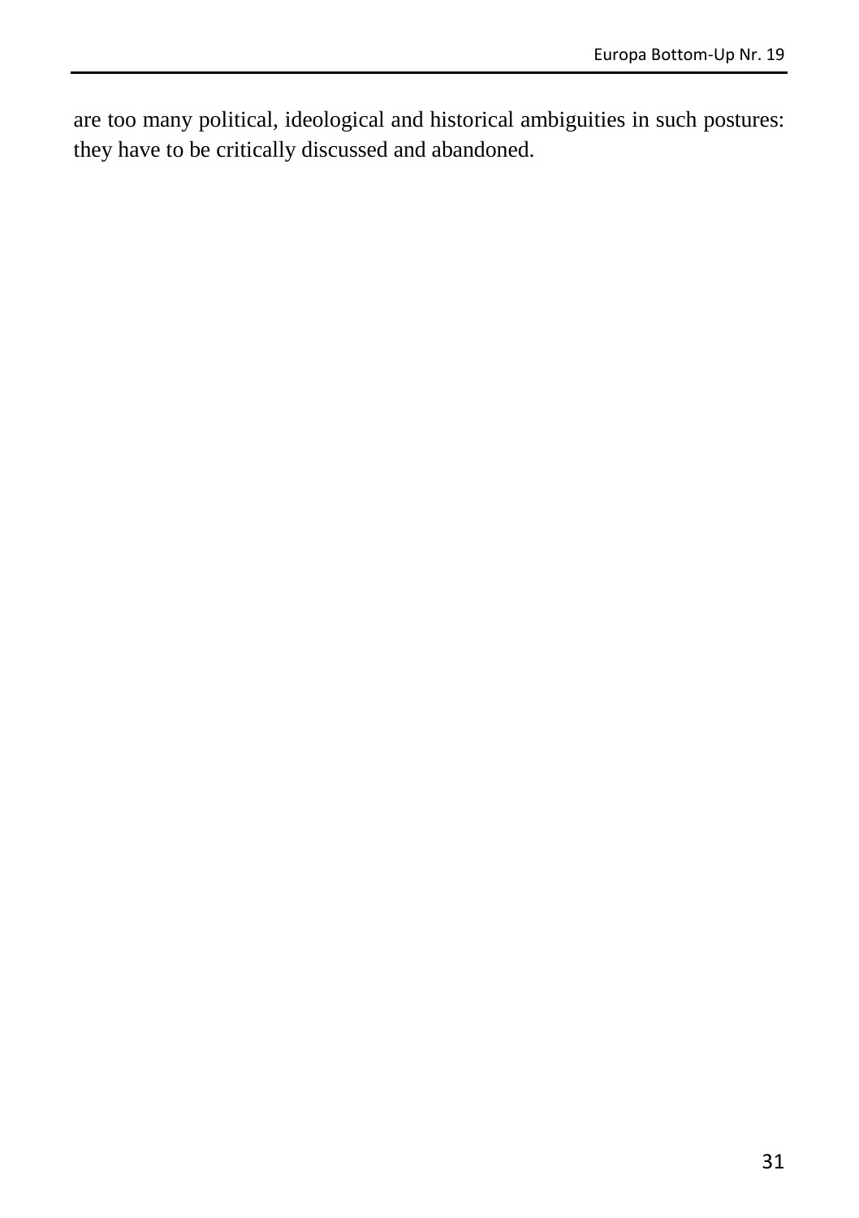are too many political, ideological and historical ambiguities in such postures: they have to be critically discussed and abandoned.